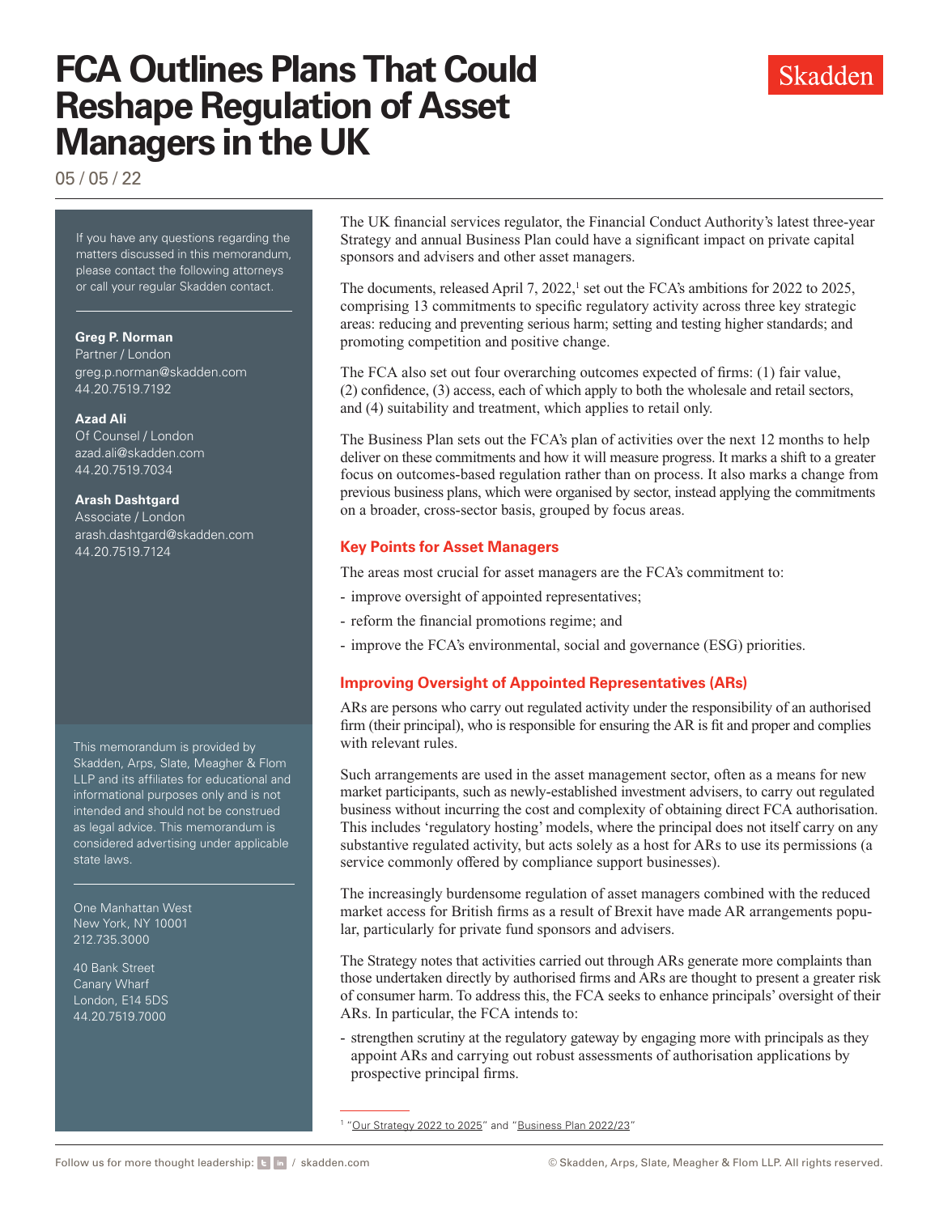# FCA Outlines Plans That Could Reshape Regulation of Asset Managers in the UK

05 / 05 / 22

If you have any questions regarding the matters discussed in this memorandum, please contact the following attorneys or call your regular Skadden contact.

**Greg P. Norman**
Partner / London
greg.p.norman@skadden.com
44.20.7519.7192

**Azad Ali**
Of Counsel / London
azad.ali@skadden.com
44.20.7519.7034

**Arash Dashtgard**
Associate / London
arash.dashtgard@skadden.com
44.20.7519.7124

This memorandum is provided by Skadden, Arps, Slate, Meagher & Flom LLP and its affiliates for educational and informational purposes only and is not intended and should not be construed as legal advice. This memorandum is considered advertising under applicable state laws.

One Manhattan West
New York, NY 10001
212.735.3000

40 Bank Street
Canary Wharf
London, E14 5DS
44.20.7519.7000

The UK financial services regulator, the Financial Conduct Authority's latest three-year Strategy and annual Business Plan could have a significant impact on private capital sponsors and advisers and other asset managers.

The documents, released April 7, 2022,[1] set out the FCA's ambitions for 2022 to 2025, comprising 13 commitments to specific regulatory activity across three key strategic areas: reducing and preventing serious harm; setting and testing higher standards; and promoting competition and positive change.

The FCA also set out four overarching outcomes expected of firms: (1) fair value, (2) confidence, (3) access, each of which apply to both the wholesale and retail sectors, and (4) suitability and treatment, which applies to retail only.

The Business Plan sets out the FCA's plan of activities over the next 12 months to help deliver on these commitments and how it will measure progress. It marks a shift to a greater focus on outcomes-based regulation rather than on process. It also marks a change from previous business plans, which were organised by sector, instead applying the commitments on a broader, cross-sector basis, grouped by focus areas.

## Key Points for Asset Managers

The areas most crucial for asset managers are the FCA's commitment to:

- improve oversight of appointed representatives;
- reform the financial promotions regime; and
- improve the FCA's environmental, social and governance (ESG) priorities.

## Improving Oversight of Appointed Representatives (ARs)

ARs are persons who carry out regulated activity under the responsibility of an authorised firm (their principal), who is responsible for ensuring the AR is fit and proper and complies with relevant rules.

Such arrangements are used in the asset management sector, often as a means for new market participants, such as newly-established investment advisers, to carry out regulated business without incurring the cost and complexity of obtaining direct FCA authorisation. This includes 'regulatory hosting' models, where the principal does not itself carry on any substantive regulated activity, but acts solely as a host for ARs to use its permissions (a service commonly offered by compliance support businesses).

The increasingly burdensome regulation of asset managers combined with the reduced market access for British firms as a result of Brexit have made AR arrangements popular, particularly for private fund sponsors and advisers.

The Strategy notes that activities carried out through ARs generate more complaints than those undertaken directly by authorised firms and ARs are thought to present a greater risk of consumer harm. To address this, the FCA seeks to enhance principals' oversight of their ARs. In particular, the FCA intends to:

- strengthen scrutiny at the regulatory gateway by engaging more with principals as they appoint ARs and carrying out robust assessments of authorisation applications by prospective principal firms.

[1] "Our Strategy 2022 to 2025" and "Business Plan 2022/23"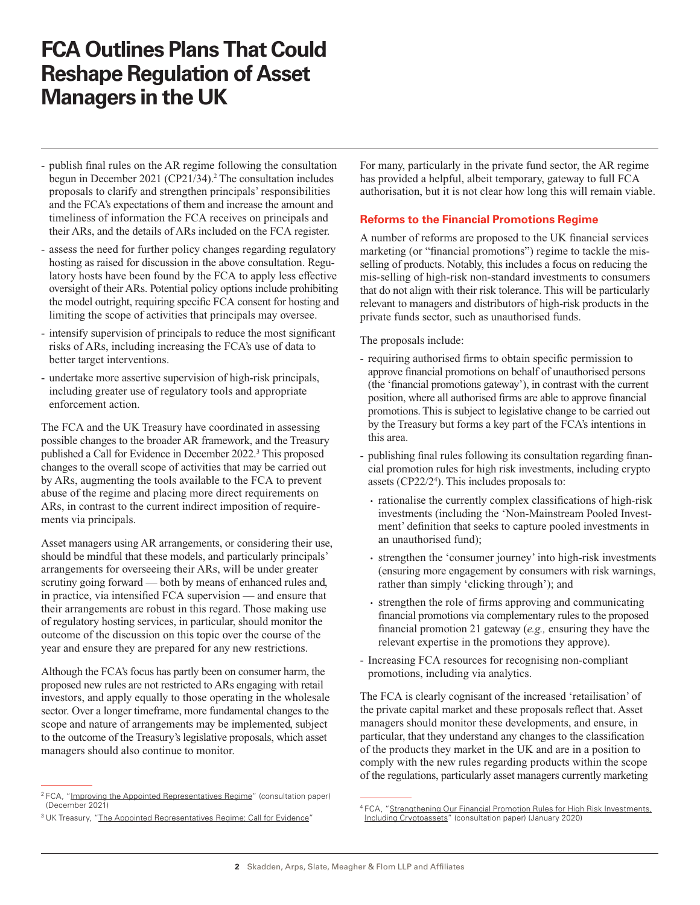- publish final rules on the AR regime following the consultation begun in December 2021 (CP21/34).[2] The consultation includes proposals to clarify and strengthen principals' responsibilities and the FCA's expectations of them and increase the amount and timeliness of information the FCA receives on principals and their ARs, and the details of ARs included on the FCA register.
- assess the need for further policy changes regarding regulatory hosting as raised for discussion in the above consultation. Regulatory hosts have been found by the FCA to apply less effective oversight of their ARs. Potential policy options include prohibiting the model outright, requiring specific FCA consent for hosting and limiting the scope of activities that principals may oversee.
- intensify supervision of principals to reduce the most significant risks of ARs, including increasing the FCA's use of data to better target interventions.
- undertake more assertive supervision of high-risk principals, including greater use of regulatory tools and appropriate enforcement action.

The FCA and the UK Treasury have coordinated in assessing possible changes to the broader AR framework, and the Treasury published a Call for Evidence in December 2022.[3] This proposed changes to the overall scope of activities that may be carried out by ARs, augmenting the tools available to the FCA to prevent abuse of the regime and placing more direct requirements on ARs, in contrast to the current indirect imposition of requirements via principals.

Asset managers using AR arrangements, or considering their use, should be mindful that these models, and particularly principals' arrangements for overseeing their ARs, will be under greater scrutiny going forward — both by means of enhanced rules and, in practice, via intensified FCA supervision — and ensure that their arrangements are robust in this regard. Those making use of regulatory hosting services, in particular, should monitor the outcome of the discussion on this topic over the course of the year and ensure they are prepared for any new restrictions.

Although the FCA's focus has partly been on consumer harm, the proposed new rules are not restricted to ARs engaging with retail investors, and apply equally to those operating in the wholesale sector. Over a longer timeframe, more fundamental changes to the scope and nature of arrangements may be implemented, subject to the outcome of the Treasury's legislative proposals, which asset managers should also continue to monitor.

For many, particularly in the private fund sector, the AR regime has provided a helpful, albeit temporary, gateway to full FCA authorisation, but it is not clear how long this will remain viable.

## Reforms to the Financial Promotions Regime

A number of reforms are proposed to the UK financial services marketing (or "financial promotions") regime to tackle the mis-selling of products. Notably, this includes a focus on reducing the mis-selling of high-risk non-standard investments to consumers that do not align with their risk tolerance. This will be particularly relevant to managers and distributors of high-risk products in the private funds sector, such as unauthorised funds.

The proposals include:

- requiring authorised firms to obtain specific permission to approve financial promotions on behalf of unauthorised persons (the 'financial promotions gateway'), in contrast with the current position, where all authorised firms are able to approve financial promotions. This is subject to legislative change to be carried out by the Treasury but forms a key part of the FCA's intentions in this area.
- publishing final rules following its consultation regarding financial promotion rules for high risk investments, including crypto assets (CP22/2[4]). This includes proposals to:
  - rationalise the currently complex classifications of high-risk investments (including the 'Non-Mainstream Pooled Investment' definition that seeks to capture pooled investments in an unauthorised fund);
  - strengthen the 'consumer journey' into high-risk investments (ensuring more engagement by consumers with risk warnings, rather than simply 'clicking through'); and
  - strengthen the role of firms approving and communicating financial promotions via complementary rules to the proposed financial promotion 21 gateway (*e.g.,* ensuring they have the relevant expertise in the promotions they approve).
- Increasing FCA resources for recognising non-compliant promotions, including via analytics.

The FCA is clearly cognisant of the increased 'retailisation' of the private capital market and these proposals reflect that. Asset managers should monitor these developments, and ensure, in particular, that they understand any changes to the classification of the products they market in the UK and are in a position to comply with the new rules regarding products within the scope of the regulations, particularly asset managers currently marketing

---

[2] FCA, "Improving the Appointed Representatives Regime" (consultation paper) (December 2021)

[3] UK Treasury, "The Appointed Representatives Regime: Call for Evidence"

[4] FCA, "Strengthening Our Financial Promotion Rules for High Risk Investments, Including Cryptoassets" (consultation paper) (January 2020)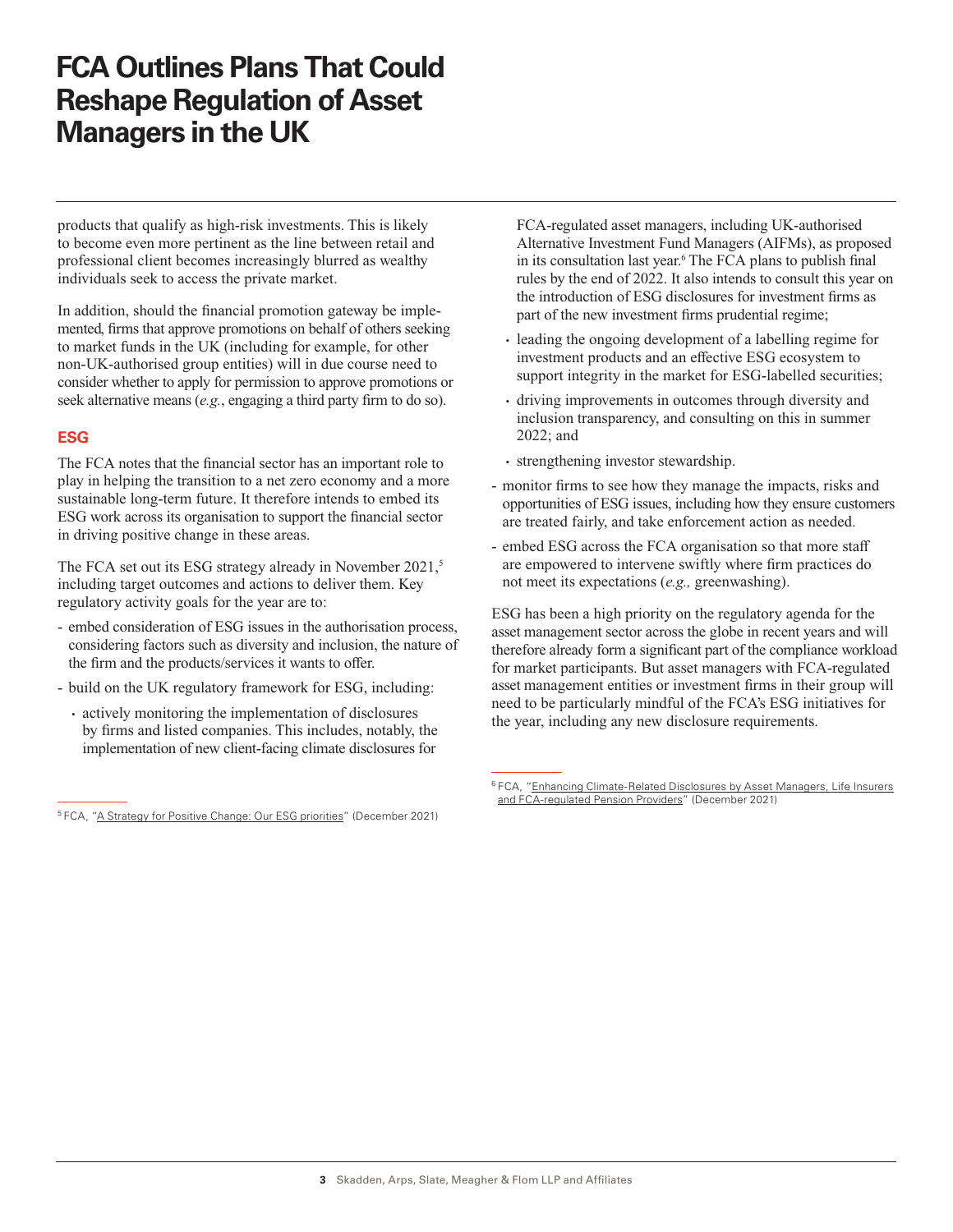# FCA Outlines Plans That Could Reshape Regulation of Asset Managers in the UK

products that qualify as high-risk investments. This is likely to become even more pertinent as the line between retail and professional client becomes increasingly blurred as wealthy individuals seek to access the private market.

In addition, should the financial promotion gateway be implemented, firms that approve promotions on behalf of others seeking to market funds in the UK (including for example, for other non-UK-authorised group entities) will in due course need to consider whether to apply for permission to approve promotions or seek alternative means (*e.g.*, engaging a third party firm to do so).

## ESG

The FCA notes that the financial sector has an important role to play in helping the transition to a net zero economy and a more sustainable long-term future. It therefore intends to embed its ESG work across its organisation to support the financial sector in driving positive change in these areas.

The FCA set out its ESG strategy already in November 2021,[5] including target outcomes and actions to deliver them. Key regulatory activity goals for the year are to:

- embed consideration of ESG issues in the authorisation process, considering factors such as diversity and inclusion, the nature of the firm and the products/services it wants to offer.
- build on the UK regulatory framework for ESG, including:
  - actively monitoring the implementation of disclosures by firms and listed companies. This includes, notably, the implementation of new client-facing climate disclosures for FCA-regulated asset managers, including UK-authorised Alternative Investment Fund Managers (AIFMs), as proposed in its consultation last year.[6] The FCA plans to publish final rules by the end of 2022. It also intends to consult this year on the introduction of ESG disclosures for investment firms as part of the new investment firms prudential regime;
  - leading the ongoing development of a labelling regime for investment products and an effective ESG ecosystem to support integrity in the market for ESG-labelled securities;
  - driving improvements in outcomes through diversity and inclusion transparency, and consulting on this in summer 2022; and
  - strengthening investor stewardship.
- monitor firms to see how they manage the impacts, risks and opportunities of ESG issues, including how they ensure customers are treated fairly, and take enforcement action as needed.
- embed ESG across the FCA organisation so that more staff are empowered to intervene swiftly where firm practices do not meet its expectations (*e.g.,* greenwashing).

ESG has been a high priority on the regulatory agenda for the asset management sector across the globe in recent years and will therefore already form a significant part of the compliance workload for market participants. But asset managers with FCA-regulated asset management entities or investment firms in their group will need to be particularly mindful of the FCA's ESG initiatives for the year, including any new disclosure requirements.

---

[5] FCA, "A Strategy for Positive Change: Our ESG priorities" (December 2021)

[6] FCA, "Enhancing Climate-Related Disclosures by Asset Managers, Life Insurers and FCA-regulated Pension Providers" (December 2021)